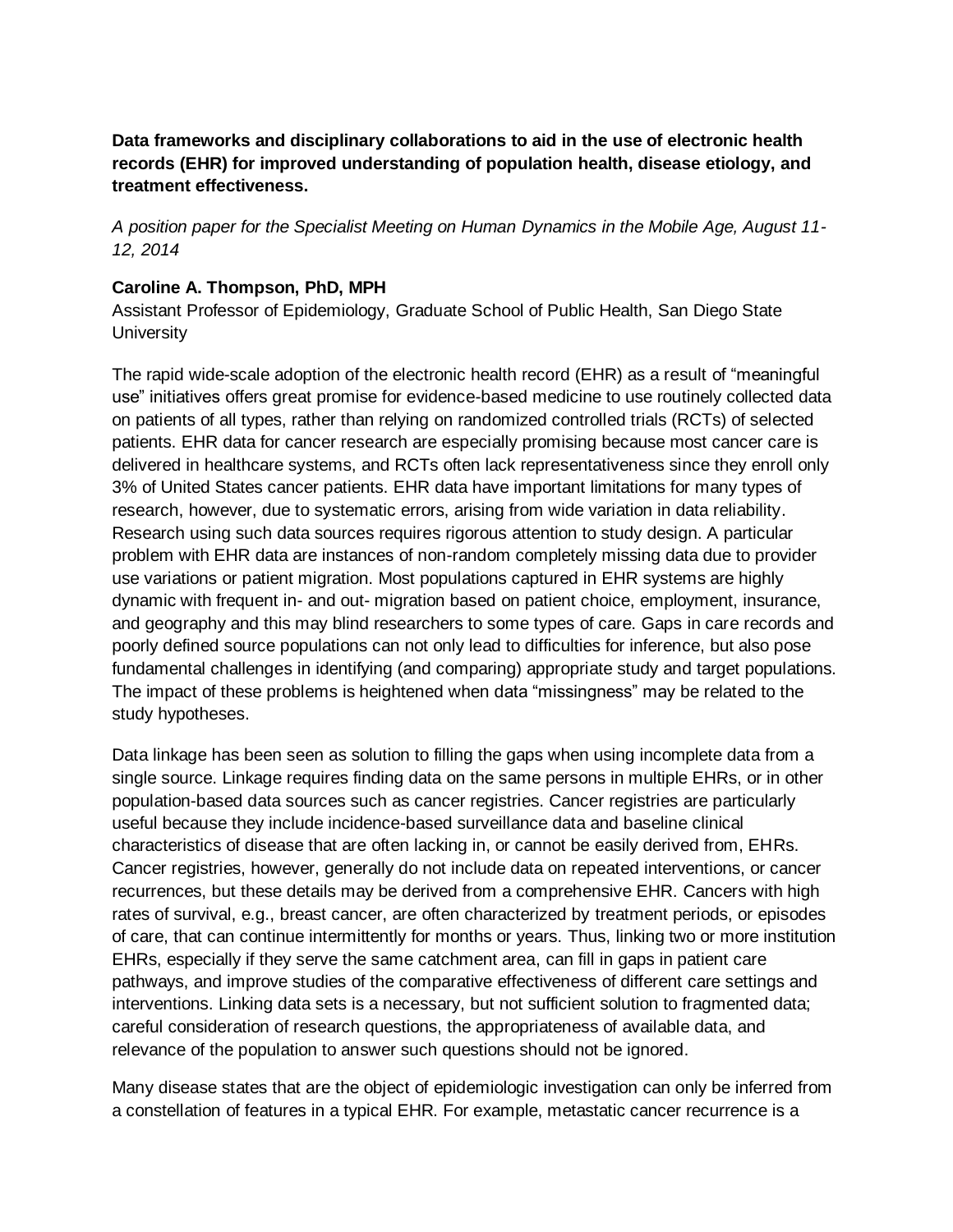**Data frameworks and disciplinary collaborations to aid in the use of electronic health records (EHR) for improved understanding of population health, disease etiology, and treatment effectiveness.**

*A position paper for the Specialist Meeting on Human Dynamics in the Mobile Age, August 11-12, 2014*

**Caroline A. Thompson, PhD, MPH**
Assistant Professor of Epidemiology, Graduate School of Public Health, San Diego State University

The rapid wide-scale adoption of the electronic health record (EHR) as a result of "meaningful use" initiatives offers great promise for evidence-based medicine to use routinely collected data on patients of all types, rather than relying on randomized controlled trials (RCTs) of selected patients. EHR data for cancer research are especially promising because most cancer care is delivered in healthcare systems, and RCTs often lack representativeness since they enroll only 3% of United States cancer patients. EHR data have important limitations for many types of research, however, due to systematic errors, arising from wide variation in data reliability. Research using such data sources requires rigorous attention to study design. A particular problem with EHR data are instances of non-random completely missing data due to provider use variations or patient migration. Most populations captured in EHR systems are highly dynamic with frequent in- and out- migration based on patient choice, employment, insurance, and geography and this may blind researchers to some types of care. Gaps in care records and poorly defined source populations can not only lead to difficulties for inference, but also pose fundamental challenges in identifying (and comparing) appropriate study and target populations. The impact of these problems is heightened when data "missingness" may be related to the study hypotheses.

Data linkage has been seen as solution to filling the gaps when using incomplete data from a single source. Linkage requires finding data on the same persons in multiple EHRs, or in other population-based data sources such as cancer registries. Cancer registries are particularly useful because they include incidence-based surveillance data and baseline clinical characteristics of disease that are often lacking in, or cannot be easily derived from, EHRs. Cancer registries, however, generally do not include data on repeated interventions, or cancer recurrences, but these details may be derived from a comprehensive EHR. Cancers with high rates of survival, e.g., breast cancer, are often characterized by treatment periods, or episodes of care, that can continue intermittently for months or years. Thus, linking two or more institution EHRs, especially if they serve the same catchment area, can fill in gaps in patient care pathways, and improve studies of the comparative effectiveness of different care settings and interventions. Linking data sets is a necessary, but not sufficient solution to fragmented data; careful consideration of research questions, the appropriateness of available data, and relevance of the population to answer such questions should not be ignored.

Many disease states that are the object of epidemiologic investigation can only be inferred from a constellation of features in a typical EHR. For example, metastatic cancer recurrence is a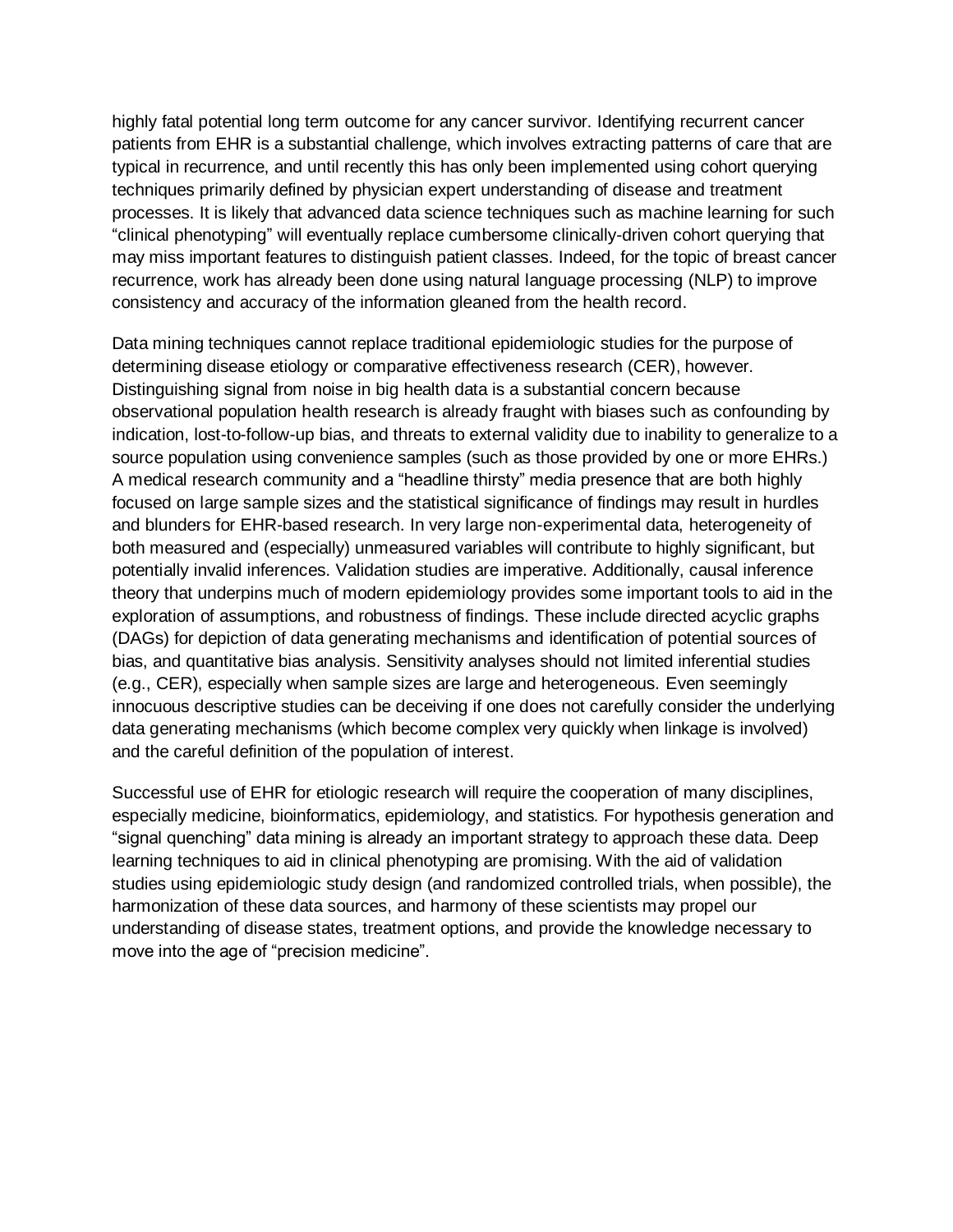highly fatal potential long term outcome for any cancer survivor. Identifying recurrent cancer patients from EHR is a substantial challenge, which involves extracting patterns of care that are typical in recurrence, and until recently this has only been implemented using cohort querying techniques primarily defined by physician expert understanding of disease and treatment processes. It is likely that advanced data science techniques such as machine learning for such "clinical phenotyping" will eventually replace cumbersome clinically-driven cohort querying that may miss important features to distinguish patient classes. Indeed, for the topic of breast cancer recurrence, work has already been done using natural language processing (NLP) to improve consistency and accuracy of the information gleaned from the health record.

Data mining techniques cannot replace traditional epidemiologic studies for the purpose of determining disease etiology or comparative effectiveness research (CER), however. Distinguishing signal from noise in big health data is a substantial concern because observational population health research is already fraught with biases such as confounding by indication, lost-to-follow-up bias, and threats to external validity due to inability to generalize to a source population using convenience samples (such as those provided by one or more EHRs.) A medical research community and a "headline thirsty" media presence that are both highly focused on large sample sizes and the statistical significance of findings may result in hurdles and blunders for EHR-based research. In very large non-experimental data, heterogeneity of both measured and (especially) unmeasured variables will contribute to highly significant, but potentially invalid inferences. Validation studies are imperative. Additionally, causal inference theory that underpins much of modern epidemiology provides some important tools to aid in the exploration of assumptions, and robustness of findings. These include directed acyclic graphs (DAGs) for depiction of data generating mechanisms and identification of potential sources of bias, and quantitative bias analysis. Sensitivity analyses should not limited inferential studies (e.g., CER), especially when sample sizes are large and heterogeneous. Even seemingly innocuous descriptive studies can be deceiving if one does not carefully consider the underlying data generating mechanisms (which become complex very quickly when linkage is involved) and the careful definition of the population of interest.

Successful use of EHR for etiologic research will require the cooperation of many disciplines, especially medicine, bioinformatics, epidemiology, and statistics. For hypothesis generation and "signal quenching" data mining is already an important strategy to approach these data. Deep learning techniques to aid in clinical phenotyping are promising. With the aid of validation studies using epidemiologic study design (and randomized controlled trials, when possible), the harmonization of these data sources, and harmony of these scientists may propel our understanding of disease states, treatment options, and provide the knowledge necessary to move into the age of "precision medicine".